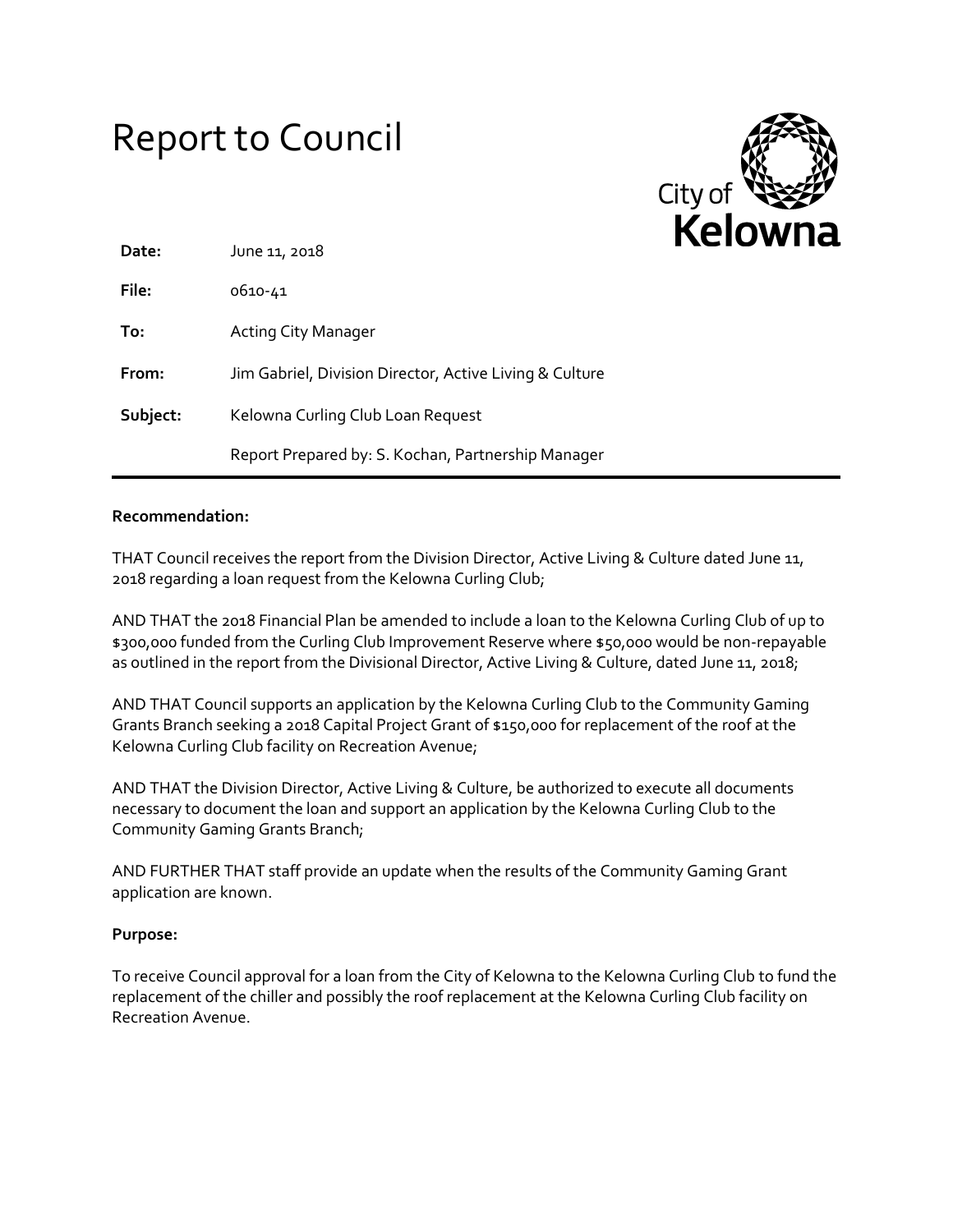# Report to Council

City of Kelowna

| | |
|---|---|
| **Date:** | June 11, 2018 |
| **File:** | 0610-41 |
| **To:** | Acting City Manager |
| **From:** | Jim Gabriel, Division Director, Active Living & Culture |
| **Subject:** | Kelowna Curling Club Loan Request |
| | Report Prepared by: S. Kochan, Partnership Manager |

**Recommendation:**

THAT Council receives the report from the Division Director, Active Living & Culture dated June 11, 2018 regarding a loan request from the Kelowna Curling Club;

AND THAT the 2018 Financial Plan be amended to include a loan to the Kelowna Curling Club of up to $300,000 funded from the Curling Club Improvement Reserve where $50,000 would be non-repayable as outlined in the report from the Divisional Director, Active Living & Culture, dated June 11, 2018;

AND THAT Council supports an application by the Kelowna Curling Club to the Community Gaming Grants Branch seeking a 2018 Capital Project Grant of $150,000 for replacement of the roof at the Kelowna Curling Club facility on Recreation Avenue;

AND THAT the Division Director, Active Living & Culture, be authorized to execute all documents necessary to document the loan and support an application by the Kelowna Curling Club to the Community Gaming Grants Branch;

AND FURTHER THAT staff provide an update when the results of the Community Gaming Grant application are known.

**Purpose:**

To receive Council approval for a loan from the City of Kelowna to the Kelowna Curling Club to fund the replacement of the chiller and possibly the roof replacement at the Kelowna Curling Club facility on Recreation Avenue.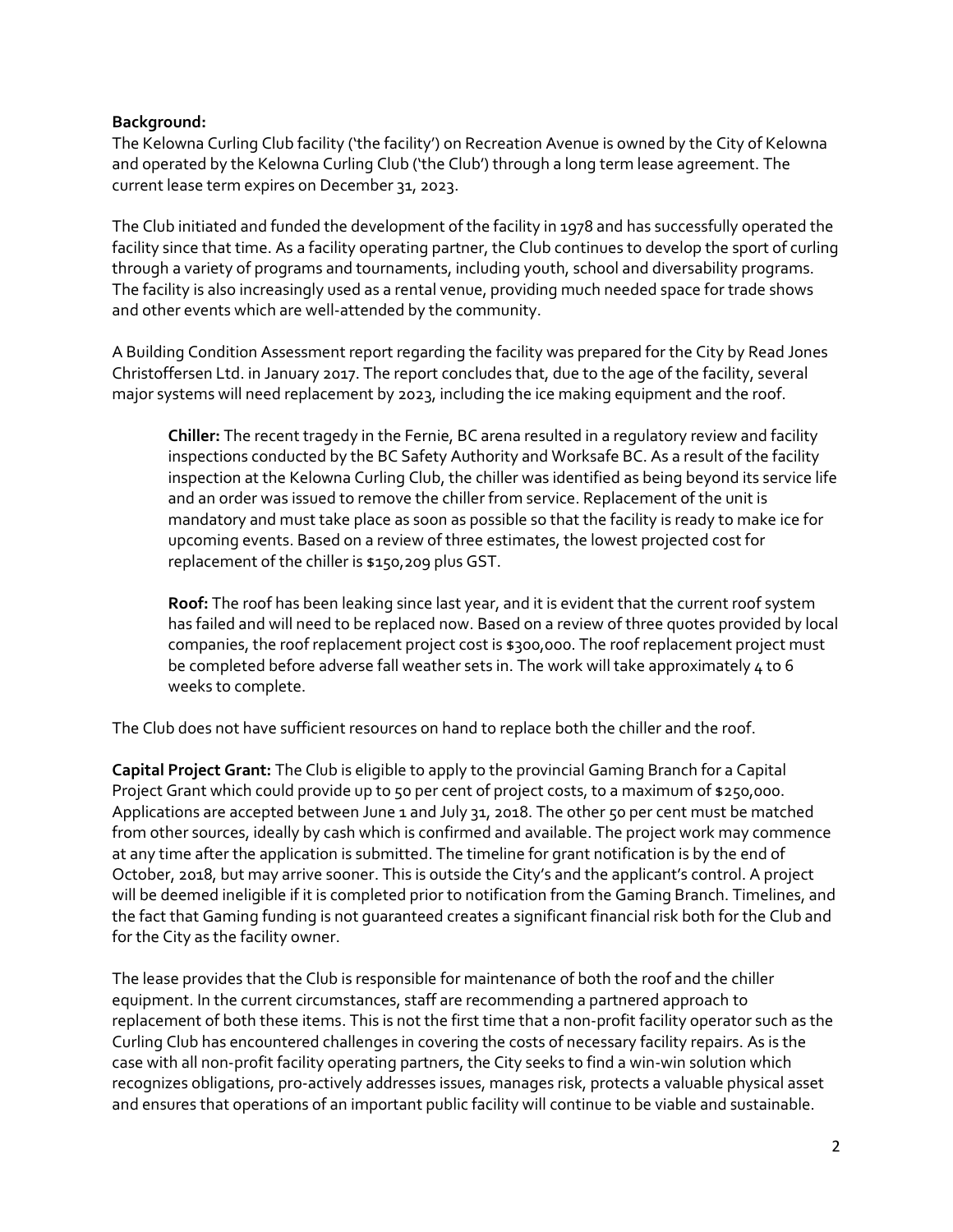**Background:**

The Kelowna Curling Club facility ('the facility') on Recreation Avenue is owned by the City of Kelowna and operated by the Kelowna Curling Club ('the Club') through a long term lease agreement. The current lease term expires on December 31, 2023.

The Club initiated and funded the development of the facility in 1978 and has successfully operated the facility since that time. As a facility operating partner, the Club continues to develop the sport of curling through a variety of programs and tournaments, including youth, school and diversability programs. The facility is also increasingly used as a rental venue, providing much needed space for trade shows and other events which are well-attended by the community.

A Building Condition Assessment report regarding the facility was prepared for the City by Read Jones Christoffersen Ltd. in January 2017. The report concludes that, due to the age of the facility, several major systems will need replacement by 2023, including the ice making equipment and the roof.

> **Chiller:** The recent tragedy in the Fernie, BC arena resulted in a regulatory review and facility inspections conducted by the BC Safety Authority and Worksafe BC. As a result of the facility inspection at the Kelowna Curling Club, the chiller was identified as being beyond its service life and an order was issued to remove the chiller from service. Replacement of the unit is mandatory and must take place as soon as possible so that the facility is ready to make ice for upcoming events. Based on a review of three estimates, the lowest projected cost for replacement of the chiller is $150,209 plus GST.
>
> **Roof:** The roof has been leaking since last year, and it is evident that the current roof system has failed and will need to be replaced now. Based on a review of three quotes provided by local companies, the roof replacement project cost is $300,000. The roof replacement project must be completed before adverse fall weather sets in. The work will take approximately 4 to 6 weeks to complete.

The Club does not have sufficient resources on hand to replace both the chiller and the roof.

**Capital Project Grant:** The Club is eligible to apply to the provincial Gaming Branch for a Capital Project Grant which could provide up to 50 per cent of project costs, to a maximum of $250,000. Applications are accepted between June 1 and July 31, 2018. The other 50 per cent must be matched from other sources, ideally by cash which is confirmed and available. The project work may commence at any time after the application is submitted. The timeline for grant notification is by the end of October, 2018, but may arrive sooner. This is outside the City's and the applicant's control. A project will be deemed ineligible if it is completed prior to notification from the Gaming Branch. Timelines, and the fact that Gaming funding is not guaranteed creates a significant financial risk both for the Club and for the City as the facility owner.

The lease provides that the Club is responsible for maintenance of both the roof and the chiller equipment. In the current circumstances, staff are recommending a partnered approach to replacement of both these items. This is not the first time that a non-profit facility operator such as the Curling Club has encountered challenges in covering the costs of necessary facility repairs. As is the case with all non-profit facility operating partners, the City seeks to find a win-win solution which recognizes obligations, pro-actively addresses issues, manages risk, protects a valuable physical asset and ensures that operations of an important public facility will continue to be viable and sustainable.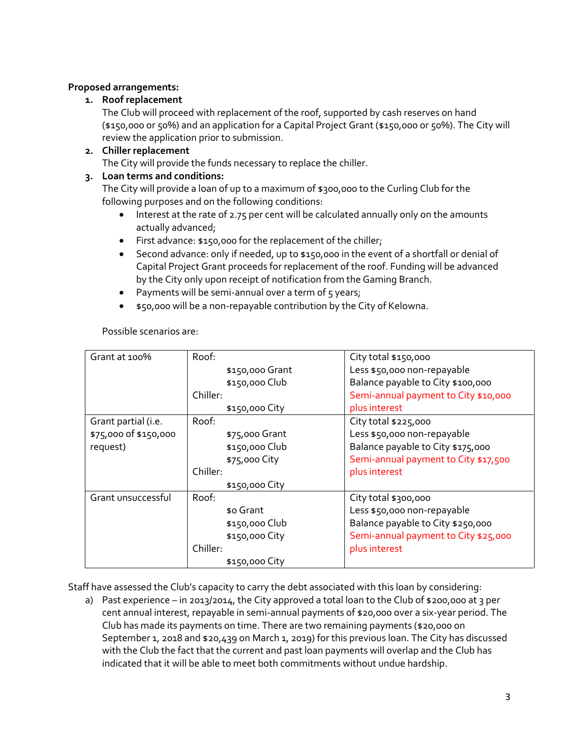**Proposed arrangements:**

1. **Roof replacement**
   The Club will proceed with replacement of the roof, supported by cash reserves on hand ($150,000 or 50%) and an application for a Capital Project Grant ($150,000 or 50%). The City will review the application prior to submission.
2. **Chiller replacement**
   The City will provide the funds necessary to replace the chiller.
3. **Loan terms and conditions:**
   The City will provide a loan of up to a maximum of $300,000 to the Curling Club for the following purposes and on the following conditions:
   - Interest at the rate of 2.75 per cent will be calculated annually only on the amounts actually advanced;
   - First advance: $150,000 for the replacement of the chiller;
   - Second advance: only if needed, up to $150,000 in the event of a shortfall or denial of Capital Project Grant proceeds for replacement of the roof. Funding will be advanced by the City only upon receipt of notification from the Gaming Branch.
   - Payments will be semi-annual over a term of 5 years;
   - $50,000 will be a non-repayable contribution by the City of Kelowna.

   Possible scenarios are:

| Scenario | Funding | City |
|---|---|---|
| Grant at 100% | Roof:<br>$150,000 Grant<br>$150,000 Club<br>Chiller:<br>$150,000 City | City total $150,000<br>Less $50,000 non-repayable<br>Balance payable to City $100,000<br>Semi-annual payment to City $10,000 plus interest |
| Grant partial (i.e. $75,000 of $150,000 request) | Roof:<br>$75,000 Grant<br>$150,000 Club<br>$75,000 City<br>Chiller:<br>$150,000 City | City total $225,000<br>Less $50,000 non-repayable<br>Balance payable to City $175,000<br>Semi-annual payment to City $17,500 plus interest |
| Grant unsuccessful | Roof:<br>$0 Grant<br>$150,000 Club<br>$150,000 City<br>Chiller:<br>$150,000 City | City total $300,000<br>Less $50,000 non-repayable<br>Balance payable to City $250,000<br>Semi-annual payment to City $25,000 plus interest |

Staff have assessed the Club's capacity to carry the debt associated with this loan by considering:

a) Past experience – in 2013/2014, the City approved a total loan to the Club of $200,000 at 3 per cent annual interest, repayable in semi-annual payments of $20,000 over a six-year period. The Club has made its payments on time. There are two remaining payments ($20,000 on September 1, 2018 and $20,439 on March 1, 2019) for this previous loan. The City has discussed with the Club the fact that the current and past loan payments will overlap and the Club has indicated that it will be able to meet both commitments without undue hardship.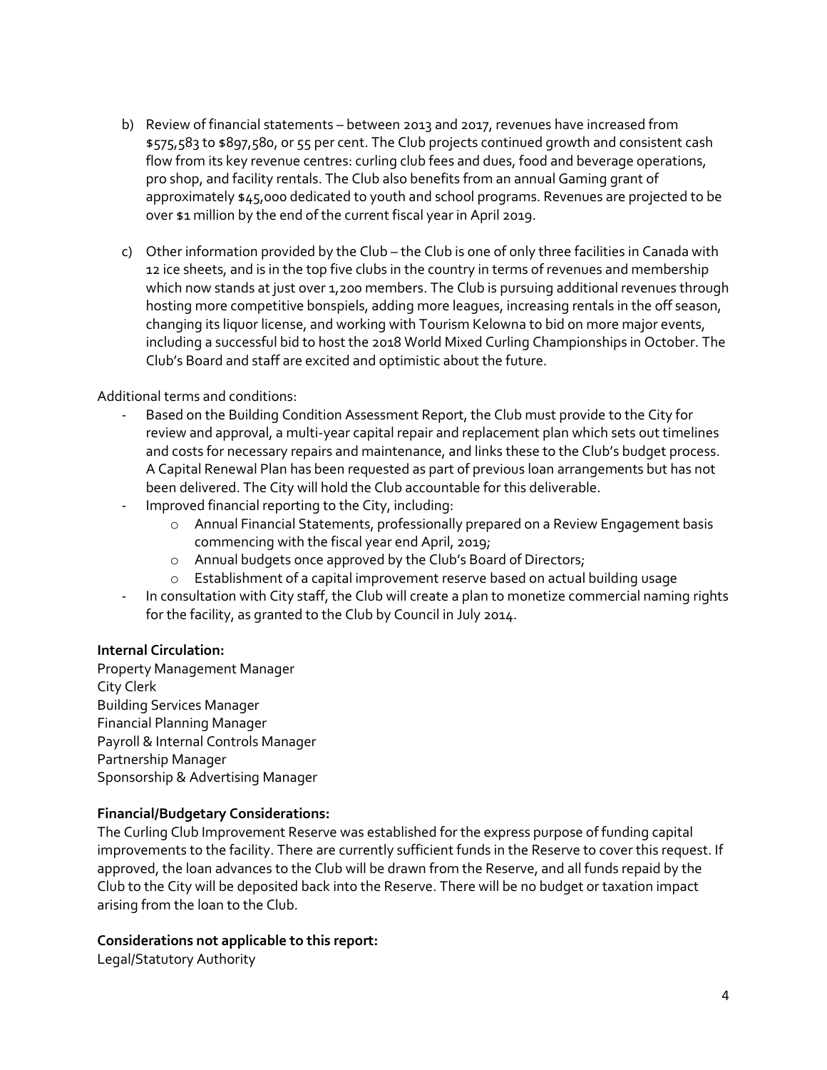b) Review of financial statements – between 2013 and 2017, revenues have increased from $575,583 to $897,580, or 55 per cent. The Club projects continued growth and consistent cash flow from its key revenue centres: curling club fees and dues, food and beverage operations, pro shop, and facility rentals. The Club also benefits from an annual Gaming grant of approximately $45,000 dedicated to youth and school programs. Revenues are projected to be over $1 million by the end of the current fiscal year in April 2019.

c) Other information provided by the Club – the Club is one of only three facilities in Canada with 12 ice sheets, and is in the top five clubs in the country in terms of revenues and membership which now stands at just over 1,200 members. The Club is pursuing additional revenues through hosting more competitive bonspiels, adding more leagues, increasing rentals in the off season, changing its liquor license, and working with Tourism Kelowna to bid on more major events, including a successful bid to host the 2018 World Mixed Curling Championships in October. The Club's Board and staff are excited and optimistic about the future.

Additional terms and conditions:

- Based on the Building Condition Assessment Report, the Club must provide to the City for review and approval, a multi-year capital repair and replacement plan which sets out timelines and costs for necessary repairs and maintenance, and links these to the Club's budget process. A Capital Renewal Plan has been requested as part of previous loan arrangements but has not been delivered. The City will hold the Club accountable for this deliverable.
- Improved financial reporting to the City, including:
  - Annual Financial Statements, professionally prepared on a Review Engagement basis commencing with the fiscal year end April, 2019;
  - Annual budgets once approved by the Club's Board of Directors;
  - Establishment of a capital improvement reserve based on actual building usage
- In consultation with City staff, the Club will create a plan to monetize commercial naming rights for the facility, as granted to the Club by Council in July 2014.

**Internal Circulation:**

Property Management Manager
City Clerk
Building Services Manager
Financial Planning Manager
Payroll & Internal Controls Manager
Partnership Manager
Sponsorship & Advertising Manager

**Financial/Budgetary Considerations:**

The Curling Club Improvement Reserve was established for the express purpose of funding capital improvements to the facility. There are currently sufficient funds in the Reserve to cover this request. If approved, the loan advances to the Club will be drawn from the Reserve, and all funds repaid by the Club to the City will be deposited back into the Reserve. There will be no budget or taxation impact arising from the loan to the Club.

**Considerations not applicable to this report:**

Legal/Statutory Authority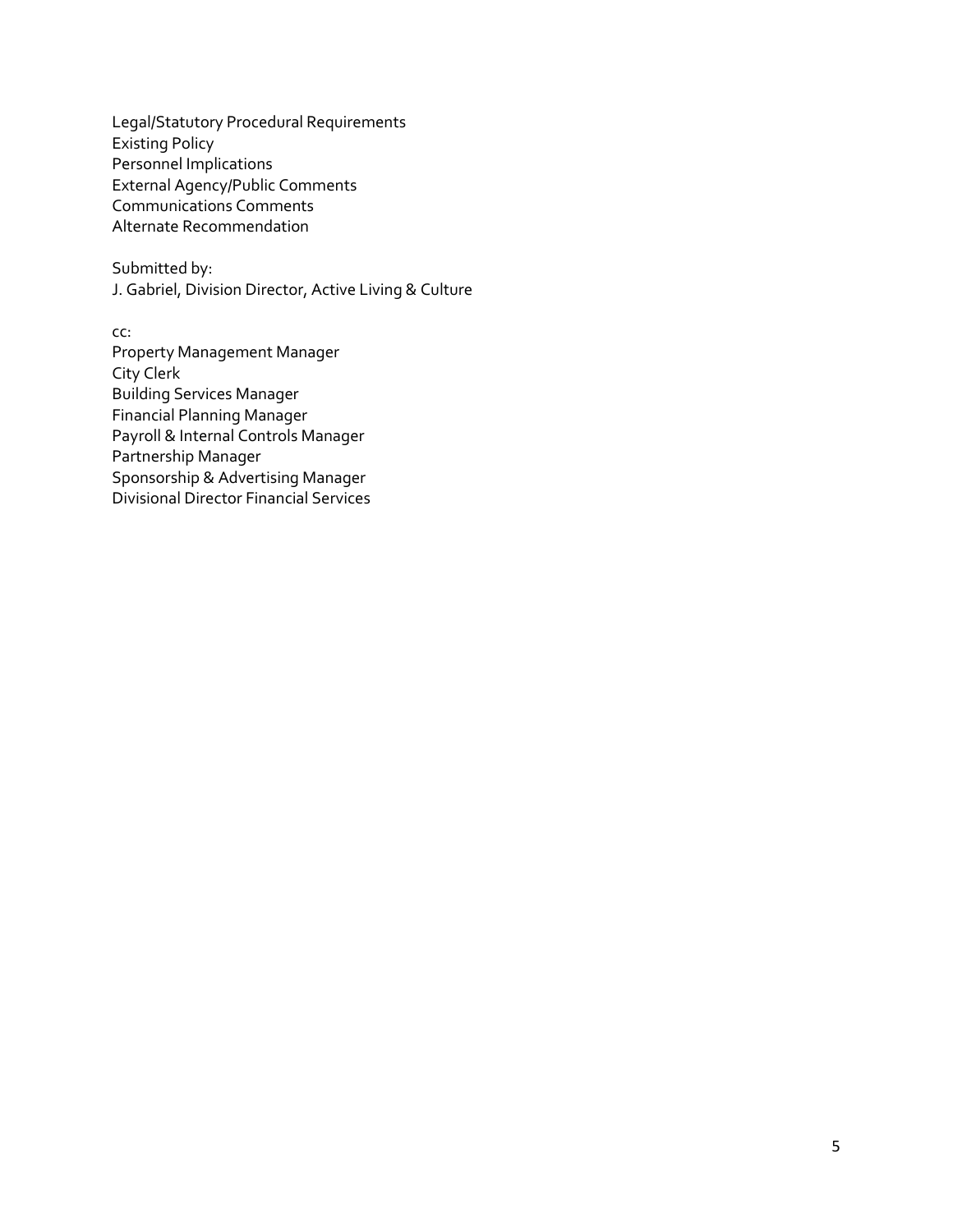Legal/Statutory Procedural Requirements
Existing Policy
Personnel Implications
External Agency/Public Comments
Communications Comments
Alternate Recommendation

Submitted by:
J. Gabriel, Division Director, Active Living & Culture

cc:
Property Management Manager
City Clerk
Building Services Manager
Financial Planning Manager
Payroll & Internal Controls Manager
Partnership Manager
Sponsorship & Advertising Manager
Divisional Director Financial Services